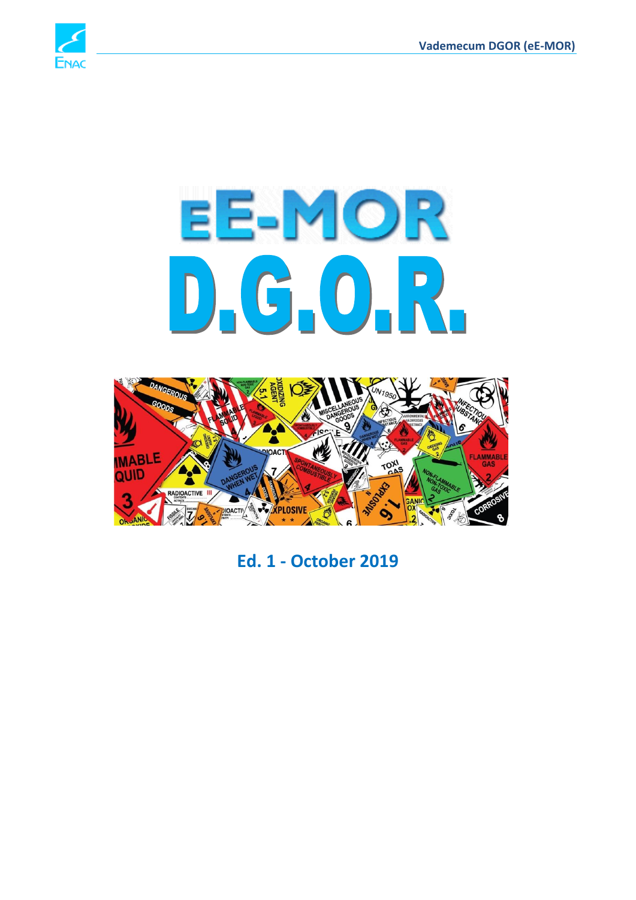# eE-MOR

# D.G.O.R.

**Ed. 1 - October 2019**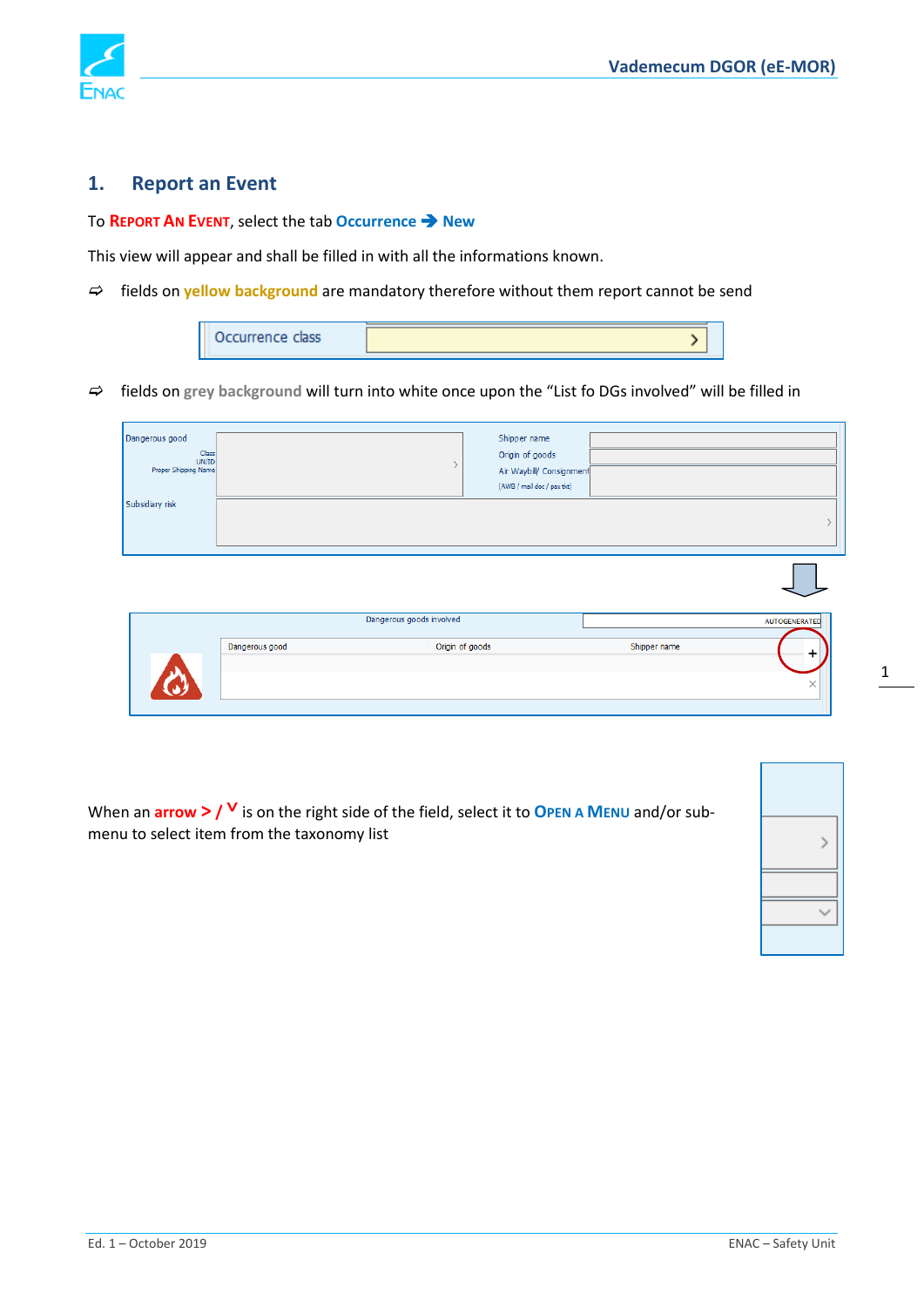## 1. Report an Event

To **REPORT AN EVENT**, select the tab **Occurrence ➔ New**

This view will appear and shall be filled in with all the informations known.

⇨ fields on **yellow background** are mandatory therefore without them report cannot be send

⇨ fields on **grey background** will turn into white once upon the "List fo DGs involved" will be filled in

When an **arrow > / ˅** is on the right side of the field, select it to **OPEN A MENU** and/or sub-menu to select item from the taxonomy list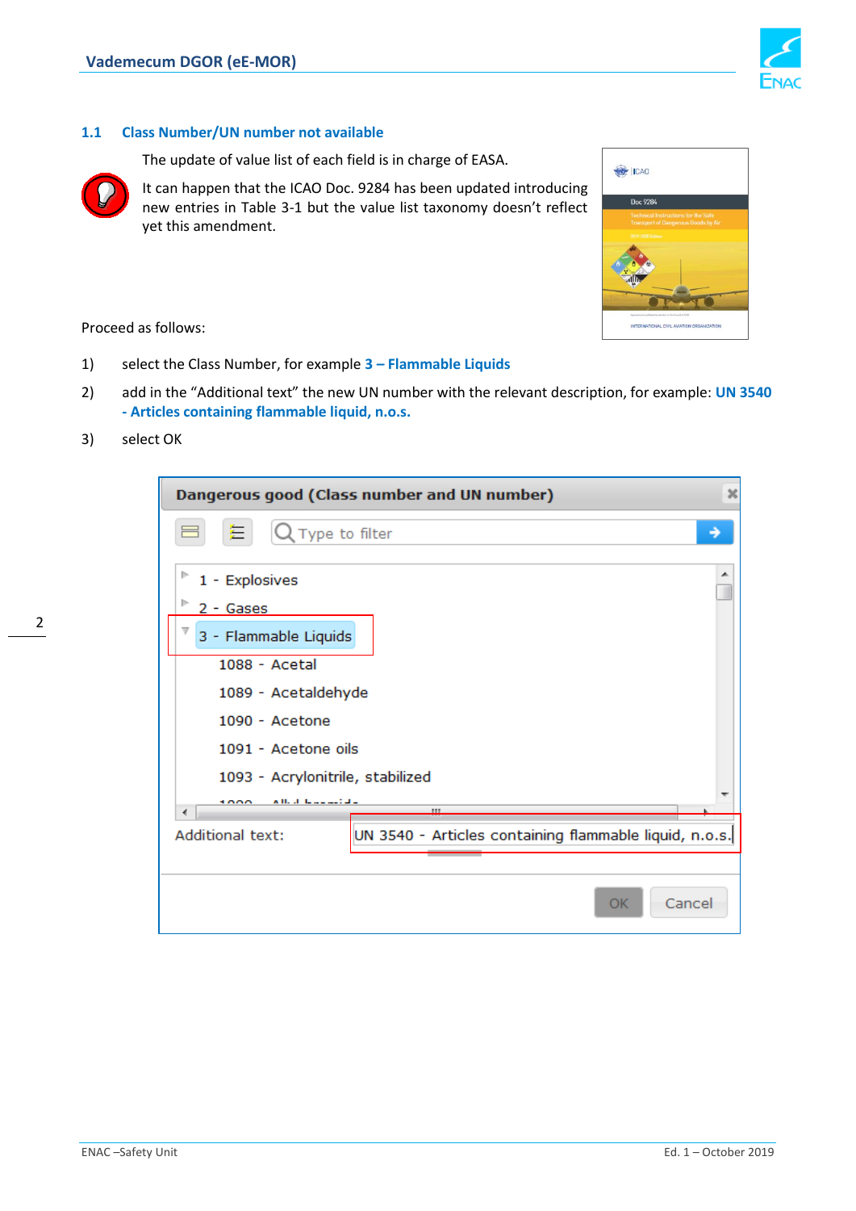## 1.1 Class Number/UN number not available

The update of value list of each field is in charge of EASA.

It can happen that the ICAO Doc. 9284 has been updated introducing new entries in Table 3-1 but the value list taxonomy doesn't reflect yet this amendment.

Proceed as follows:

1) select the Class Number, for example **3 – Flammable Liquids**
2) add in the "Additional text" the new UN number with the relevant description, for example: **UN 3540 - Articles containing flammable liquid, n.o.s.**
3) select OK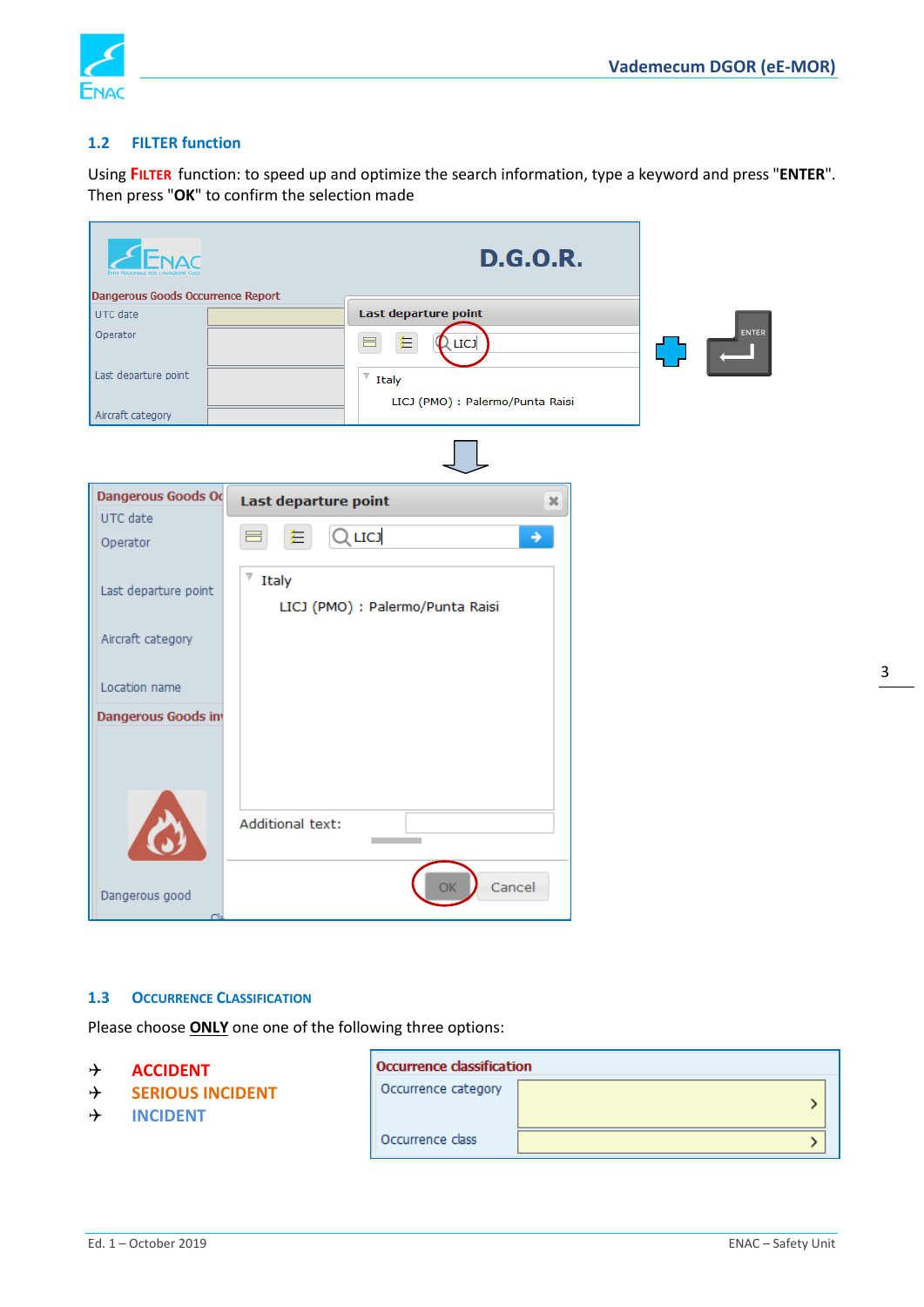## 1.2 FILTER function

Using **FILTER** function: to speed up and optimize the search information, type a keyword and press "**ENTER**". Then press "**OK**" to confirm the selection made

## 1.3 OCCURRENCE CLASSIFICATION

Please choose **ONLY** one one of the following three options:

- ✈ **ACCIDENT**
- ✈ **SERIOUS INCIDENT**
- ✈ **INCIDENT**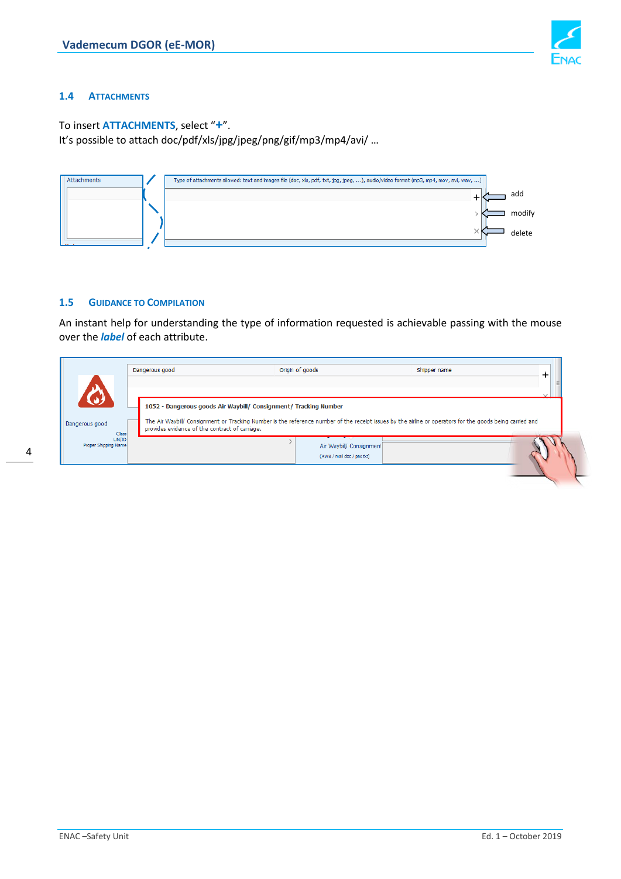## 1.4 ATTACHMENTS

To insert **ATTACHMENTS**, select "**+**".
It's possible to attach doc/pdf/xls/jpg/jpeg/png/gif/mp3/mp4/avi/ …

## 1.5 GUIDANCE TO COMPILATION

An instant help for understanding the type of information requested is achievable passing with the mouse over the ***label*** of each attribute.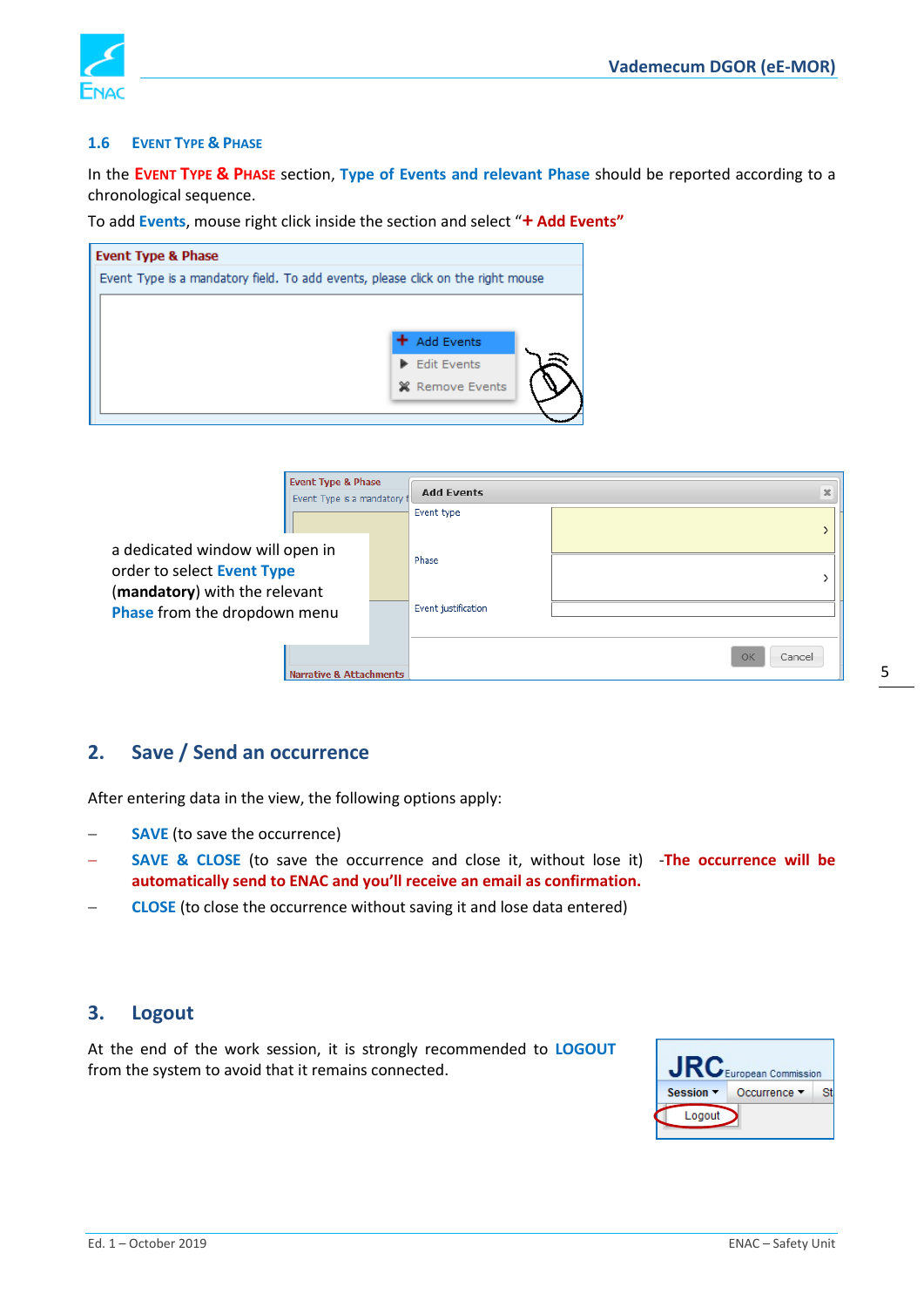### 1.6 Event Type & Phase

In the **Event Type & Phase** section, **Type of Events and relevant Phase** should be reported according to a chronological sequence.

To add **Events**, mouse right click inside the section and select "**+ Add Events**"

a dedicated window will open in order to select **Event Type** (**mandatory**) with the relevant **Phase** from the dropdown menu

## 2. Save / Send an occurrence

After entering data in the view, the following options apply:

- **SAVE** (to save the occurrence)
- **SAVE & CLOSE** (to save the occurrence and close it, without lose it) **-The occurrence will be automatically send to ENAC and you'll receive an email as confirmation.**
- **CLOSE** (to close the occurrence without saving it and lose data entered)

## 3. Logout

At the end of the work session, it is strongly recommended to **LOGOUT** from the system to avoid that it remains connected.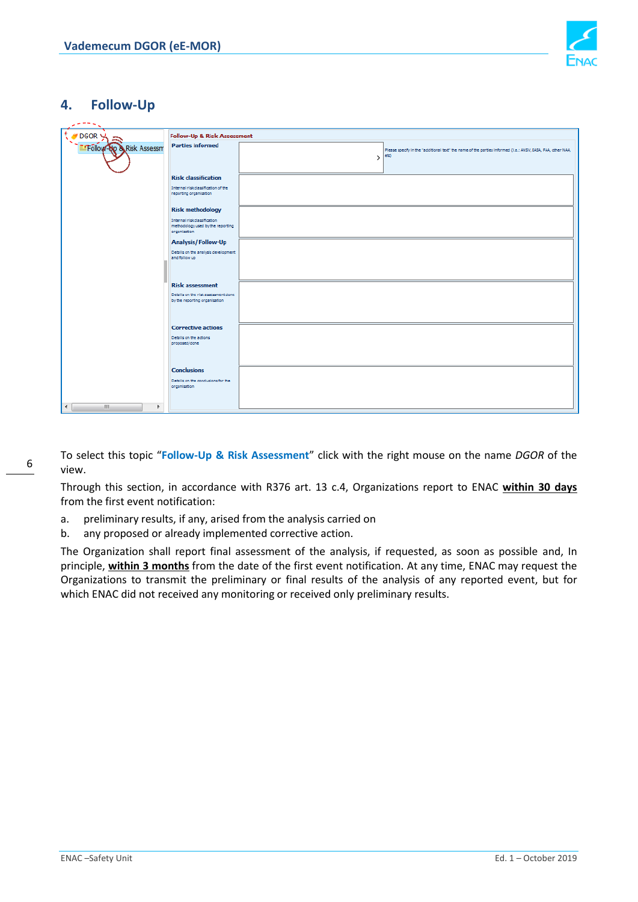## 4. Follow-Up

To select this topic "**Follow-Up & Risk Assessment**" click with the right mouse on the name *DGOR* of the view.

Through this section, in accordance with R376 art. 13 c.4, Organizations report to ENAC **within 30 days** from the first event notification:

a. preliminary results, if any, arised from the analysis carried on

b. any proposed or already implemented corrective action.

The Organization shall report final assessment of the analysis, if requested, as soon as possible and, In principle, **within 3 months** from the date of the first event notification. At any time, ENAC may request the Organizations to transmit the preliminary or final results of the analysis of any reported event, but for which ENAC did not received any monitoring or received only preliminary results.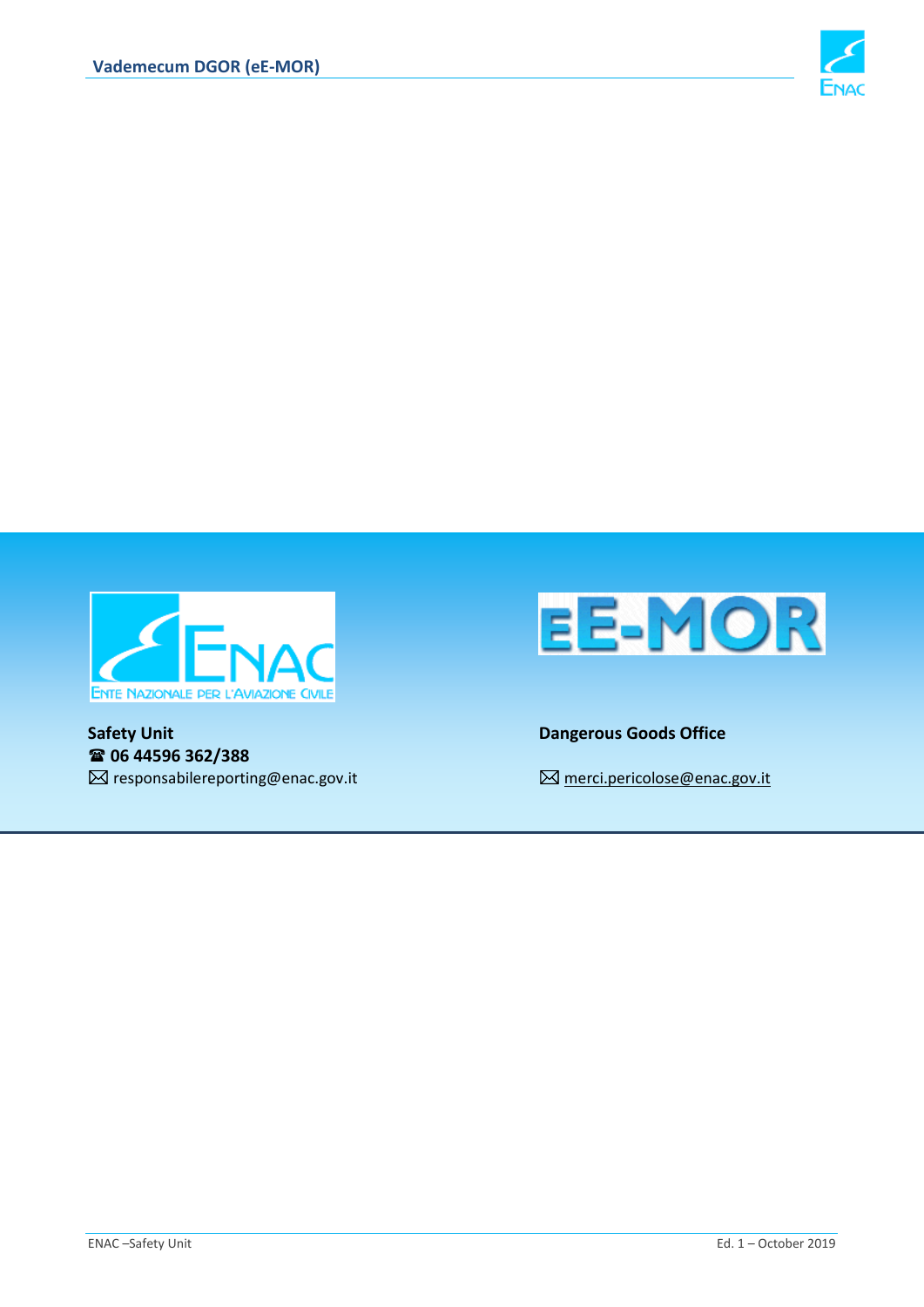**Safety Unit**
☎ 06 44596 362/388
✉ responsabilereporting@enac.gov.it

**Dangerous Goods Office**

✉ merci.pericolose@enac.gov.it